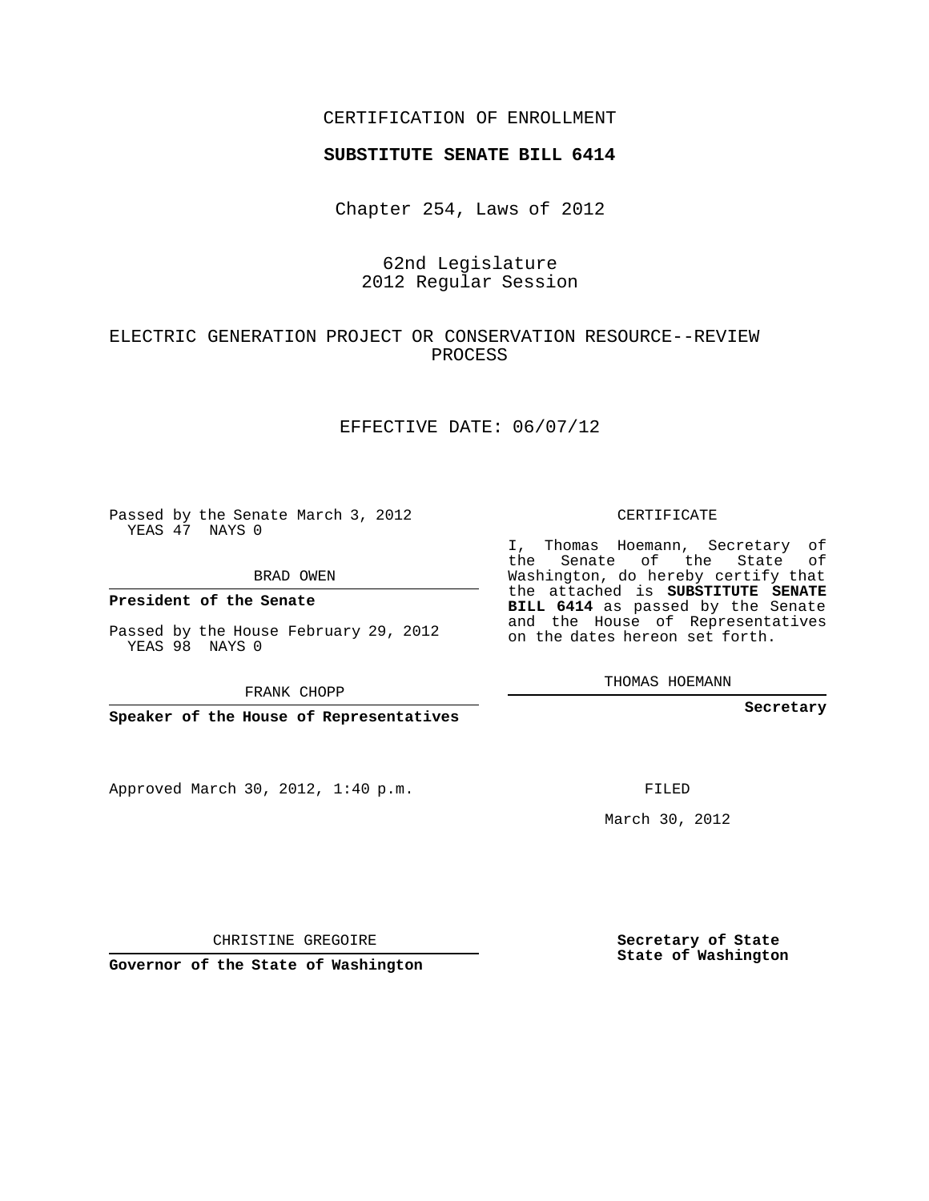CERTIFICATION OF ENROLLMENT

**SUBSTITUTE SENATE BILL 6414**

Chapter 254, Laws of 2012

62nd Legislature
2012 Regular Session

ELECTRIC GENERATION PROJECT OR CONSERVATION RESOURCE--REVIEW PROCESS

EFFECTIVE DATE: 06/07/12

Passed by the Senate March 3, 2012
YEAS 47 NAYS 0

BRAD OWEN

**President of the Senate**

Passed by the House February 29, 2012
YEAS 98 NAYS 0

FRANK CHOPP

**Speaker of the House of Representatives**

CERTIFICATE

I, Thomas Hoemann, Secretary of the Senate of the State of Washington, do hereby certify that the attached is **SUBSTITUTE SENATE BILL 6414** as passed by the Senate and the House of Representatives on the dates hereon set forth.

THOMAS HOEMANN

**Secretary**

Approved March 30, 2012, 1:40 p.m.

FILED

March 30, 2012

CHRISTINE GREGOIRE

**Governor of the State of Washington**

**Secretary of State**
**State of Washington**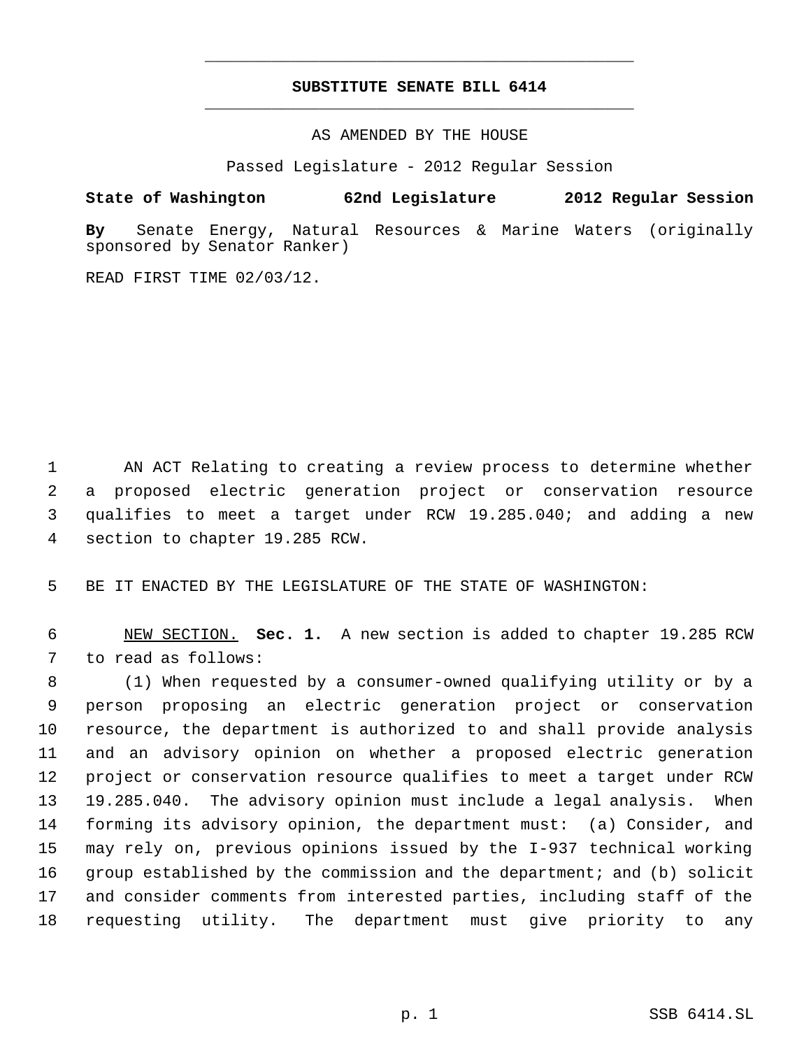# SUBSTITUTE SENATE BILL 6414

AS AMENDED BY THE HOUSE

Passed Legislature - 2012 Regular Session

**State of Washington 62nd Legislature 2012 Regular Session**

**By** Senate Energy, Natural Resources & Marine Waters (originally sponsored by Senator Ranker)

READ FIRST TIME 02/03/12.

AN ACT Relating to creating a review process to determine whether a proposed electric generation project or conservation resource qualifies to meet a target under RCW 19.285.040; and adding a new section to chapter 19.285 RCW.

BE IT ENACTED BY THE LEGISLATURE OF THE STATE OF WASHINGTON:

NEW SECTION. **Sec. 1.** A new section is added to chapter 19.285 RCW to read as follows:

(1) When requested by a consumer-owned qualifying utility or by a person proposing an electric generation project or conservation resource, the department is authorized to and shall provide analysis and an advisory opinion on whether a proposed electric generation project or conservation resource qualifies to meet a target under RCW 19.285.040. The advisory opinion must include a legal analysis. When forming its advisory opinion, the department must: (a) Consider, and may rely on, previous opinions issued by the I-937 technical working group established by the commission and the department; and (b) solicit and consider comments from interested parties, including staff of the requesting utility. The department must give priority to any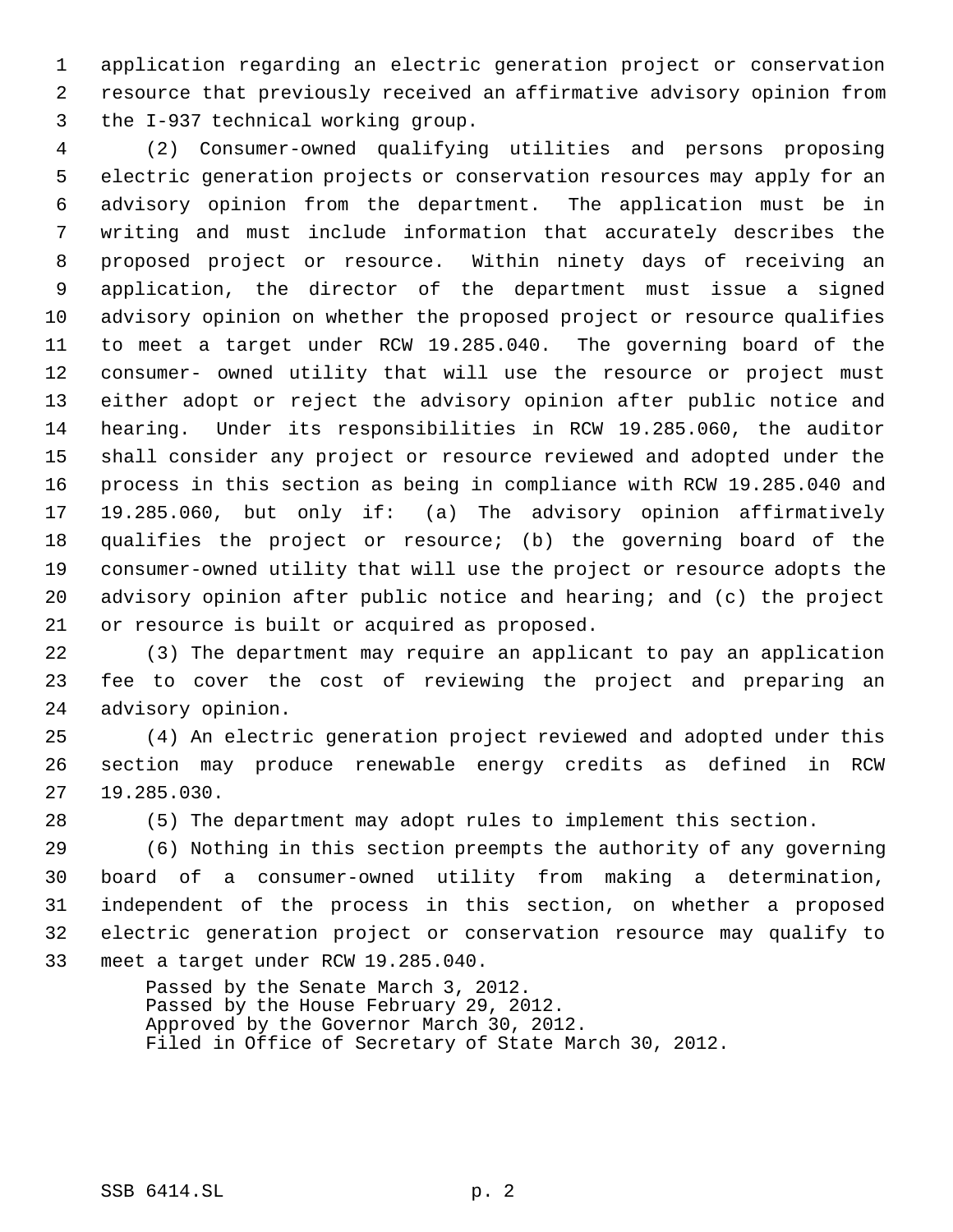application regarding an electric generation project or conservation resource that previously received an affirmative advisory opinion from the I-937 technical working group.

(2) Consumer-owned qualifying utilities and persons proposing electric generation projects or conservation resources may apply for an advisory opinion from the department. The application must be in writing and must include information that accurately describes the proposed project or resource. Within ninety days of receiving an application, the director of the department must issue a signed advisory opinion on whether the proposed project or resource qualifies to meet a target under RCW 19.285.040. The governing board of the consumer- owned utility that will use the resource or project must either adopt or reject the advisory opinion after public notice and hearing. Under its responsibilities in RCW 19.285.060, the auditor shall consider any project or resource reviewed and adopted under the process in this section as being in compliance with RCW 19.285.040 and 19.285.060, but only if: (a) The advisory opinion affirmatively qualifies the project or resource; (b) the governing board of the consumer-owned utility that will use the project or resource adopts the advisory opinion after public notice and hearing; and (c) the project or resource is built or acquired as proposed.

(3) The department may require an applicant to pay an application fee to cover the cost of reviewing the project and preparing an advisory opinion.

(4) An electric generation project reviewed and adopted under this section may produce renewable energy credits as defined in RCW 19.285.030.

(5) The department may adopt rules to implement this section.

(6) Nothing in this section preempts the authority of any governing board of a consumer-owned utility from making a determination, independent of the process in this section, on whether a proposed electric generation project or conservation resource may qualify to meet a target under RCW 19.285.040.

Passed by the Senate March 3, 2012.
Passed by the House February 29, 2012.
Approved by the Governor March 30, 2012.
Filed in Office of Secretary of State March 30, 2012.